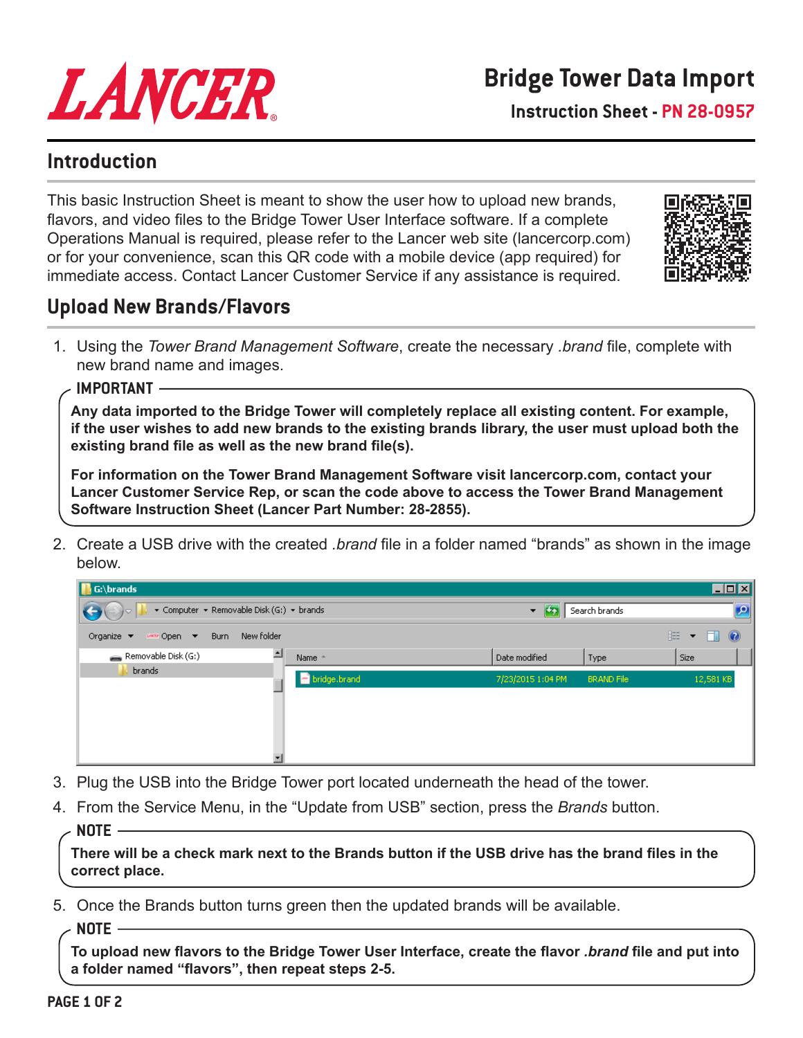LANCER

# Bridge Tower Data Import

**Instruction Sheet - PN 28-0957**

## Introduction

This basic Instruction Sheet is meant to show the user how to upload new brands, flavors, and video files to the Bridge Tower User Interface software. If a complete Operations Manual is required, please refer to the Lancer web site (lancercorp.com) or for your convenience, scan this QR code with a mobile device (app required) for immediate access. Contact Lancer Customer Service if any assistance is required.

## Upload New Brands/Flavors

1. Using the *Tower Brand Management Software*, create the necessary *.brand* file, complete with new brand name and images.

> **IMPORTANT**
>
> **Any data imported to the Bridge Tower will completely replace all existing content. For example, if the user wishes to add new brands to the existing brands library, the user must upload both the existing brand file as well as the new brand file(s).**
>
> **For information on the Tower Brand Management Software visit lancercorp.com, contact your Lancer Customer Service Rep, or scan the code above to access the Tower Brand Management Software Instruction Sheet (Lancer Part Number: 28-2855).**

2. Create a USB drive with the created *.brand* file in a folder named "brands" as shown in the image below.

3. Plug the USB into the Bridge Tower port located underneath the head of the tower.
4. From the Service Menu, in the "Update from USB" section, press the *Brands* button.

> **NOTE**
>
> **There will be a check mark next to the Brands button if the USB drive has the brand files in the correct place.**

5. Once the Brands button turns green then the updated brands will be available.

> **NOTE**
>
> **To upload new flavors to the Bridge Tower User Interface, create the flavor *.brand* file and put into a folder named "flavors", then repeat steps 2-5.**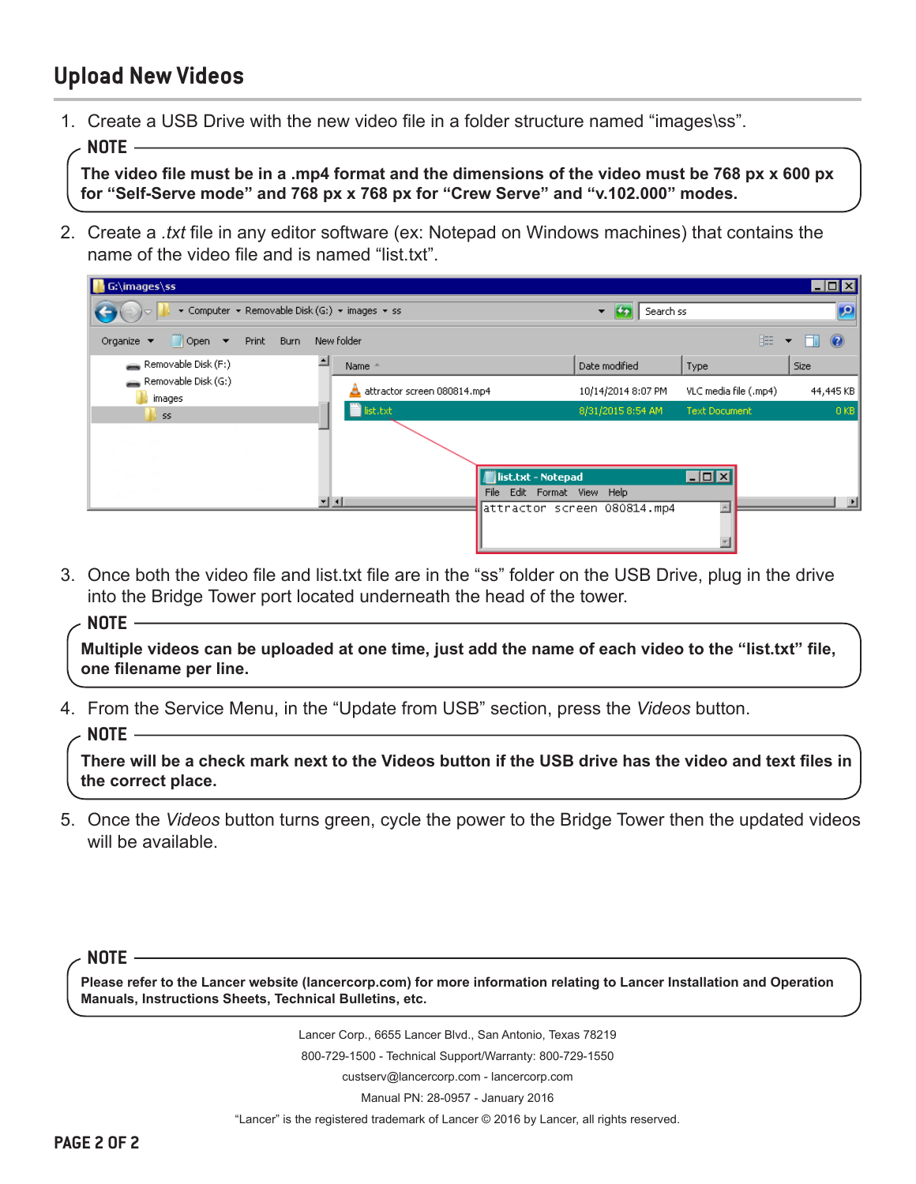## Upload New Videos

1. Create a USB Drive with the new video file in a folder structure named "images\ss".

**NOTE**

**The video file must be in a .mp4 format and the dimensions of the video must be 768 px x 600 px for "Self-Serve mode" and 768 px x 768 px for "Crew Serve" and "v.102.000" modes.**

2. Create a *.txt* file in any editor software (ex: Notepad on Windows machines) that contains the name of the video file and is named "list.txt".

3. Once both the video file and list.txt file are in the "ss" folder on the USB Drive, plug in the drive into the Bridge Tower port located underneath the head of the tower.

**NOTE**

**Multiple videos can be uploaded at one time, just add the name of each video to the "list.txt" file, one filename per line.**

4. From the Service Menu, in the "Update from USB" section, press the *Videos* button.

**NOTE**

**There will be a check mark next to the Videos button if the USB drive has the video and text files in the correct place.**

5. Once the *Videos* button turns green, cycle the power to the Bridge Tower then the updated videos will be available.

**NOTE**

**Please refer to the Lancer website (lancercorp.com) for more information relating to Lancer Installation and Operation Manuals, Instructions Sheets, Technical Bulletins, etc.**

Lancer Corp., 6655 Lancer Blvd., San Antonio, Texas 78219

800-729-1500 - Technical Support/Warranty: 800-729-1550

custserv@lancercorp.com - lancercorp.com

Manual PN: 28-0957 - January 2016

"Lancer" is the registered trademark of Lancer © 2016 by Lancer, all rights reserved.